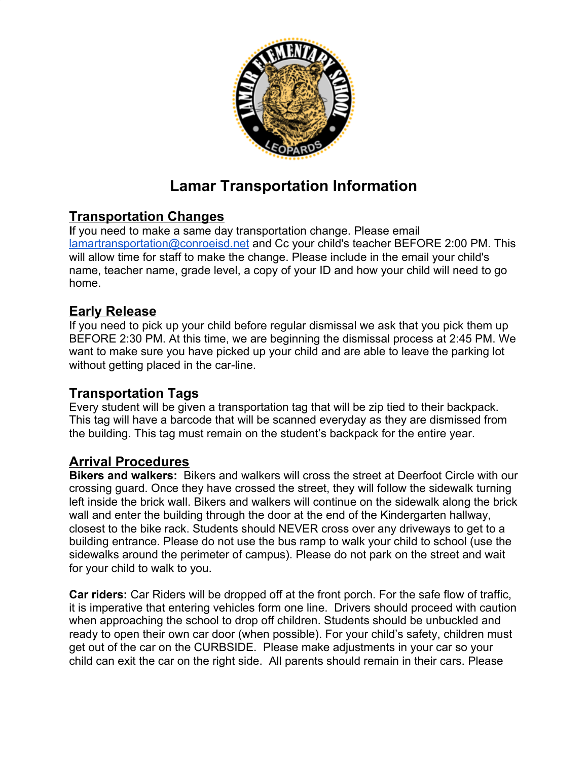# Lamar Transportation Information

## Transportation Changes

If you need to make a same day transportation change. Please email lamartransportation@conroeisd.net and Cc your child's teacher BEFORE 2:00 PM. This will allow time for staff to make the change. Please include in the email your child's name, teacher name, grade level, a copy of your ID and how your child will need to go home.

## Early Release

If you need to pick up your child before regular dismissal we ask that you pick them up BEFORE 2:30 PM. At this time, we are beginning the dismissal process at 2:45 PM. We want to make sure you have picked up your child and are able to leave the parking lot without getting placed in the car-line.

## Transportation Tags

Every student will be given a transportation tag that will be zip tied to their backpack. This tag will have a barcode that will be scanned everyday as they are dismissed from the building. This tag must remain on the student's backpack for the entire year.

## Arrival Procedures

**Bikers and walkers:** Bikers and walkers will cross the street at Deerfoot Circle with our crossing guard. Once they have crossed the street, they will follow the sidewalk turning left inside the brick wall. Bikers and walkers will continue on the sidewalk along the brick wall and enter the building through the door at the end of the Kindergarten hallway, closest to the bike rack. Students should NEVER cross over any driveways to get to a building entrance. Please do not use the bus ramp to walk your child to school (use the sidewalks around the perimeter of campus). Please do not park on the street and wait for your child to walk to you.

**Car riders:** Car Riders will be dropped off at the front porch. For the safe flow of traffic, it is imperative that entering vehicles form one line. Drivers should proceed with caution when approaching the school to drop off children. Students should be unbuckled and ready to open their own car door (when possible). For your child's safety, children must get out of the car on the CURBSIDE. Please make adjustments in your car so your child can exit the car on the right side. All parents should remain in their cars. Please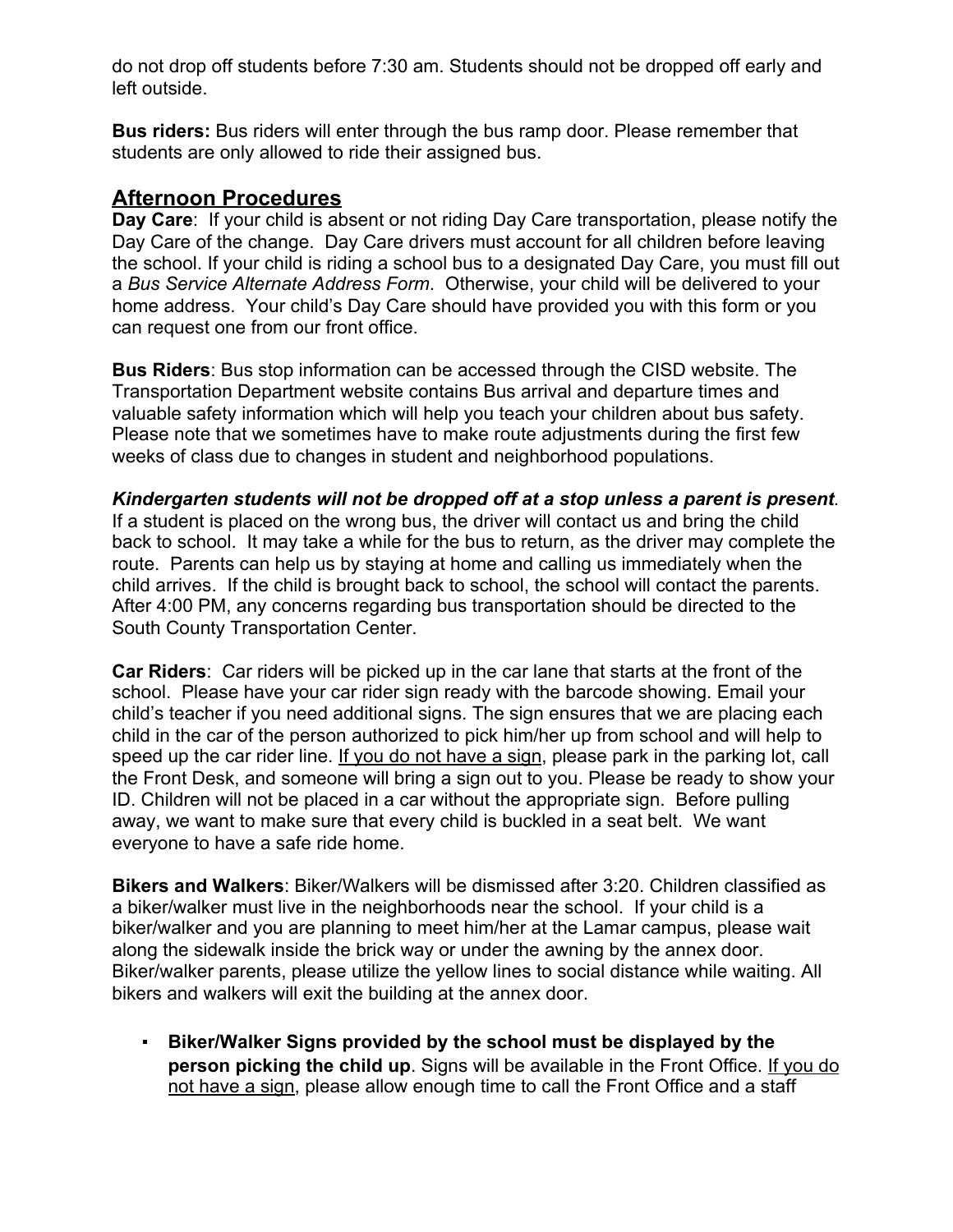do not drop off students before 7:30 am. Students should not be dropped off early and left outside.

**Bus riders:** Bus riders will enter through the bus ramp door. Please remember that students are only allowed to ride their assigned bus.

## Afternoon Procedures

**Day Care**: If your child is absent or not riding Day Care transportation, please notify the Day Care of the change. Day Care drivers must account for all children before leaving the school. If your child is riding a school bus to a designated Day Care, you must fill out a *Bus Service Alternate Address Form*. Otherwise, your child will be delivered to your home address. Your child's Day Care should have provided you with this form or you can request one from our front office.

**Bus Riders**: Bus stop information can be accessed through the CISD website. The Transportation Department website contains Bus arrival and departure times and valuable safety information which will help you teach your children about bus safety. Please note that we sometimes have to make route adjustments during the first few weeks of class due to changes in student and neighborhood populations.

***Kindergarten students will not be dropped off at a stop unless a parent is present***. If a student is placed on the wrong bus, the driver will contact us and bring the child back to school. It may take a while for the bus to return, as the driver may complete the route. Parents can help us by staying at home and calling us immediately when the child arrives. If the child is brought back to school, the school will contact the parents. After 4:00 PM, any concerns regarding bus transportation should be directed to the South County Transportation Center.

**Car Riders**: Car riders will be picked up in the car lane that starts at the front of the school. Please have your car rider sign ready with the barcode showing. Email your child's teacher if you need additional signs. The sign ensures that we are placing each child in the car of the person authorized to pick him/her up from school and will help to speed up the car rider line. <u>If you do not have a sign</u>, please park in the parking lot, call the Front Desk, and someone will bring a sign out to you. Please be ready to show your ID. Children will not be placed in a car without the appropriate sign. Before pulling away, we want to make sure that every child is buckled in a seat belt. We want everyone to have a safe ride home.

**Bikers and Walkers**: Biker/Walkers will be dismissed after 3:20. Children classified as a biker/walker must live in the neighborhoods near the school. If your child is a biker/walker and you are planning to meet him/her at the Lamar campus, please wait along the sidewalk inside the brick way or under the awning by the annex door. Biker/walker parents, please utilize the yellow lines to social distance while waiting. All bikers and walkers will exit the building at the annex door.

- **Biker/Walker Signs provided by the school must be displayed by the person picking the child up**. Signs will be available in the Front Office. <u>If you do not have a sign</u>, please allow enough time to call the Front Office and a staff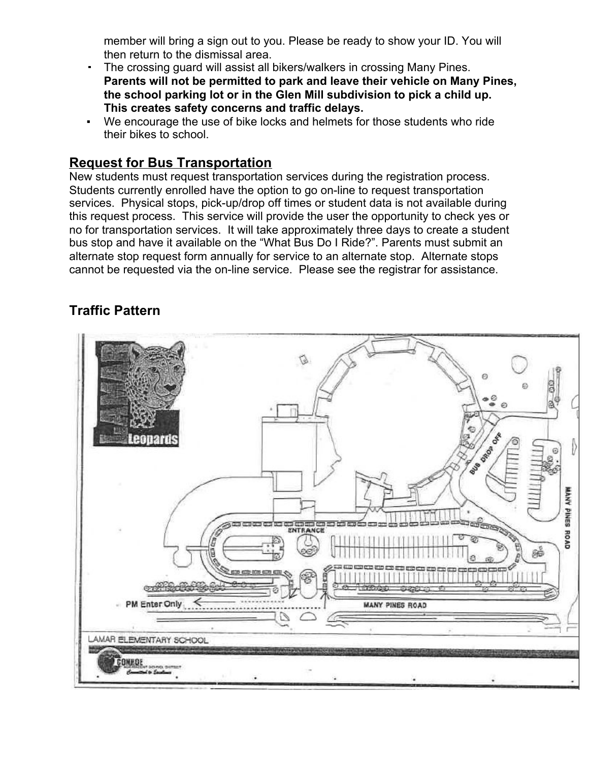member will bring a sign out to you. Please be ready to show your ID. You will then return to the dismissal area.

- The crossing guard will assist all bikers/walkers in crossing Many Pines. **Parents will not be permitted to park and leave their vehicle on Many Pines, the school parking lot or in the Glen Mill subdivision to pick a child up. This creates safety concerns and traffic delays.**
- We encourage the use of bike locks and helmets for those students who ride their bikes to school.

## Request for Bus Transportation

New students must request transportation services during the registration process. Students currently enrolled have the option to go on-line to request transportation services. Physical stops, pick-up/drop off times or student data is not available during this request process. This service will provide the user the opportunity to check yes or no for transportation services. It will take approximately three days to create a student bus stop and have it available on the "What Bus Do I Ride?". Parents must submit an alternate stop request form annually for service to an alternate stop. Alternate stops cannot be requested via the on-line service. Please see the registrar for assistance.

## Traffic Pattern

Leopards

BUS DROP OFF

MANY PINES ROAD

ENTRANCE

PM Enter Only

MANY PINES ROAD

LAMAR ELEMENTARY SCHOOL

CONROE INDEPENDENT SCHOOL DISTRICT